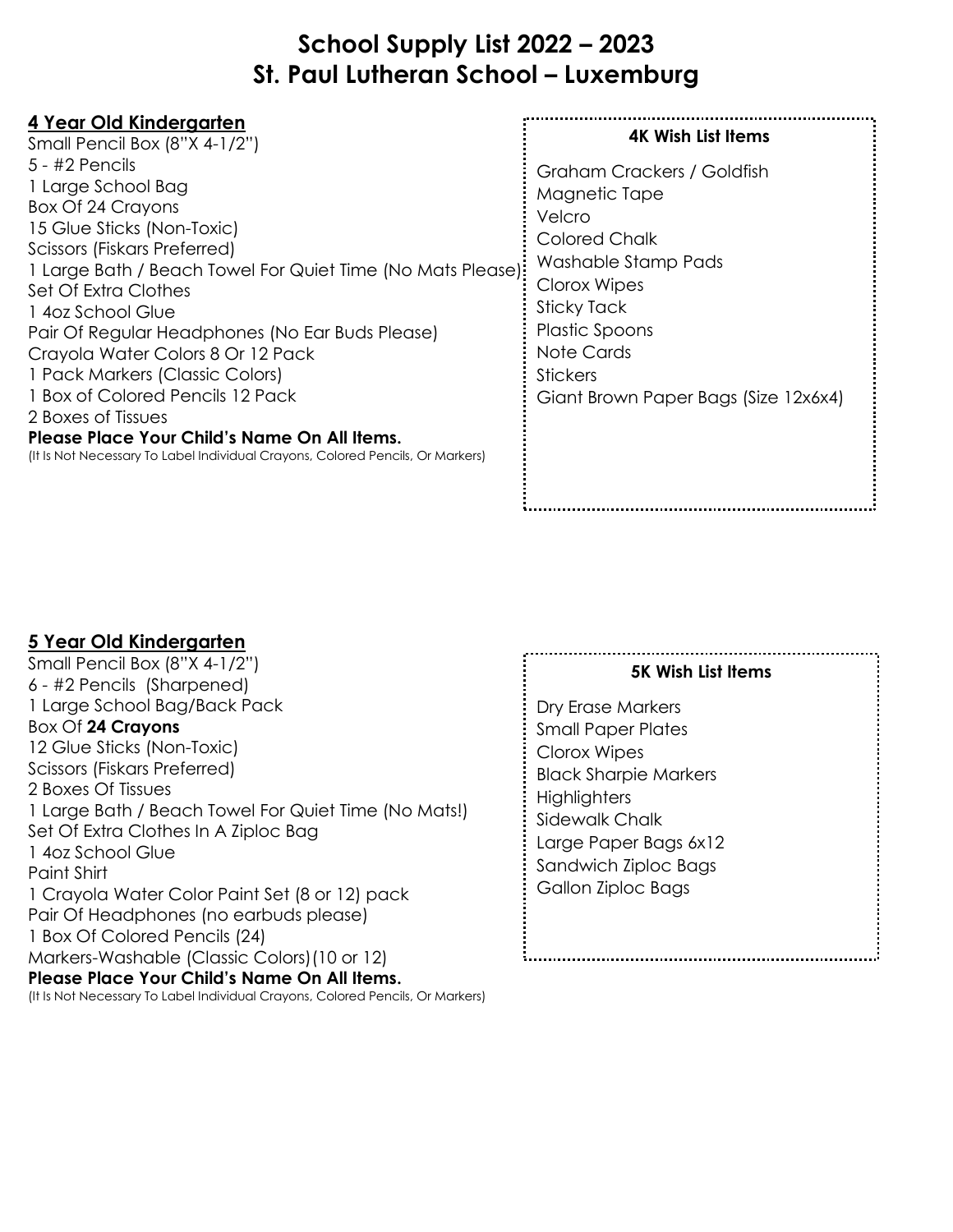# School Supply List 2022 – 2023
# St. Paul Lutheran School – Luxemburg

## 4 Year Old Kindergarten

Small Pencil Box (8"X 4-1/2")
5 - #2 Pencils
1 Large School Bag
Box Of 24 Crayons
15 Glue Sticks (Non-Toxic)
Scissors (Fiskars Preferred)
1 Large Bath / Beach Towel For Quiet Time (No Mats Please)
Set Of Extra Clothes
1 4oz School Glue
Pair Of Regular Headphones (No Ear Buds Please)
Crayola Water Colors 8 Or 12 Pack
1 Pack Markers (Classic Colors)
1 Box of Colored Pencils 12 Pack
2 Boxes of Tissues

**Please Place Your Child's Name On All Items.**
(It Is Not Necessary To Label Individual Crayons, Colored Pencils, Or Markers)

### 4K Wish List Items

Graham Crackers / Goldfish
Magnetic Tape
Velcro
Colored Chalk
Washable Stamp Pads
Clorox Wipes
Sticky Tack
Plastic Spoons
Note Cards
Stickers
Giant Brown Paper Bags (Size 12x6x4)

## 5 Year Old Kindergarten

Small Pencil Box (8"X 4-1/2")
6 - #2 Pencils (Sharpened)
1 Large School Bag/Back Pack
Box Of **24 Crayons**
12 Glue Sticks (Non-Toxic)
Scissors (Fiskars Preferred)
2 Boxes Of Tissues
1 Large Bath / Beach Towel For Quiet Time (No Mats!)
Set Of Extra Clothes In A Ziploc Bag
1 4oz School Glue
Paint Shirt
1 Crayola Water Color Paint Set (8 or 12) pack
Pair Of Headphones (no earbuds please)
1 Box Of Colored Pencils (24)
Markers-Washable (Classic Colors)(10 or 12)

**Please Place Your Child's Name On All Items.**
(It Is Not Necessary To Label Individual Crayons, Colored Pencils, Or Markers)

### 5K Wish List Items

Dry Erase Markers
Small Paper Plates
Clorox Wipes
Black Sharpie Markers
Highlighters
Sidewalk Chalk
Large Paper Bags 6x12
Sandwich Ziploc Bags
Gallon Ziploc Bags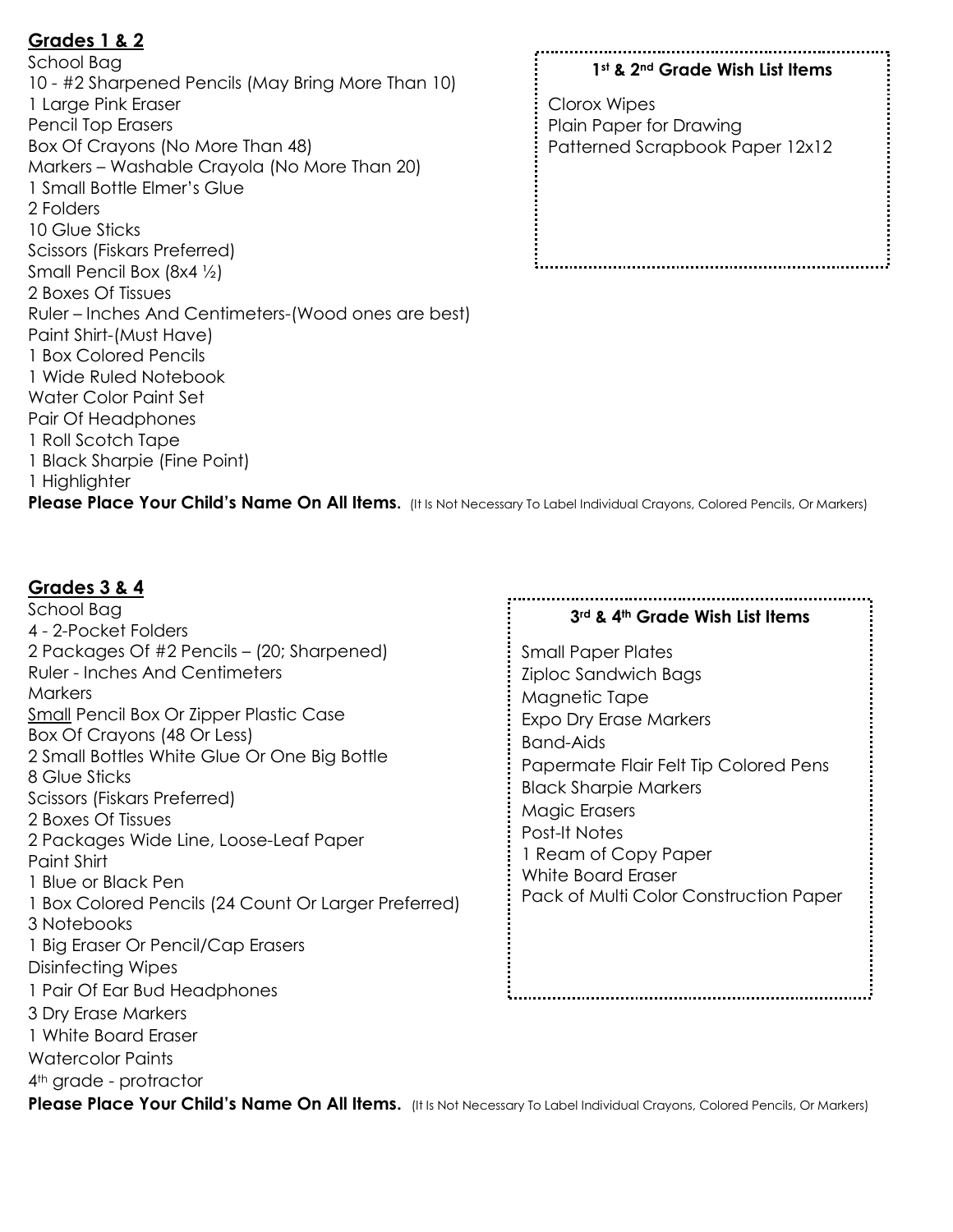## Grades 1 & 2

School Bag
10 - #2 Sharpened Pencils (May Bring More Than 10)
1 Large Pink Eraser
Pencil Top Erasers
Box Of Crayons (No More Than 48)
Markers – Washable Crayola (No More Than 20)
1 Small Bottle Elmer's Glue
2 Folders
10 Glue Sticks
Scissors (Fiskars Preferred)
Small Pencil Box (8x4 ½)
2 Boxes Of Tissues
Ruler – Inches And Centimeters-(Wood ones are best)
Paint Shirt-(Must Have)
1 Box Colored Pencils
1 Wide Ruled Notebook
Water Color Paint Set
Pair Of Headphones
1 Roll Scotch Tape
1 Black Sharpie (Fine Point)
1 Highlighter

**1st & 2nd Grade Wish List Items**

Clorox Wipes
Plain Paper for Drawing
Patterned Scrapbook Paper 12x12

**Please Place Your Child's Name On All Items.** (It Is Not Necessary To Label Individual Crayons, Colored Pencils, Or Markers)

## Grades 3 & 4

School Bag
4 - 2-Pocket Folders
2 Packages Of #2 Pencils – (20; Sharpened)
Ruler - Inches And Centimeters
Markers
Small Pencil Box Or Zipper Plastic Case
Box Of Crayons (48 Or Less)
2 Small Bottles White Glue Or One Big Bottle
8 Glue Sticks
Scissors (Fiskars Preferred)
2 Boxes Of Tissues
2 Packages Wide Line, Loose-Leaf Paper
Paint Shirt
1 Blue or Black Pen
1 Box Colored Pencils (24 Count Or Larger Preferred)
3 Notebooks
1 Big Eraser Or Pencil/Cap Erasers
Disinfecting Wipes
1 Pair Of Ear Bud Headphones
3 Dry Erase Markers
1 White Board Eraser
Watercolor Paints
4th grade - protractor

**3rd & 4th Grade Wish List Items**

Small Paper Plates
Ziploc Sandwich Bags
Magnetic Tape
Expo Dry Erase Markers
Band-Aids
Papermate Flair Felt Tip Colored Pens
Black Sharpie Markers
Magic Erasers
Post-It Notes
1 Ream of Copy Paper
White Board Eraser
Pack of Multi Color Construction Paper

**Please Place Your Child's Name On All Items.** (It Is Not Necessary To Label Individual Crayons, Colored Pencils, Or Markers)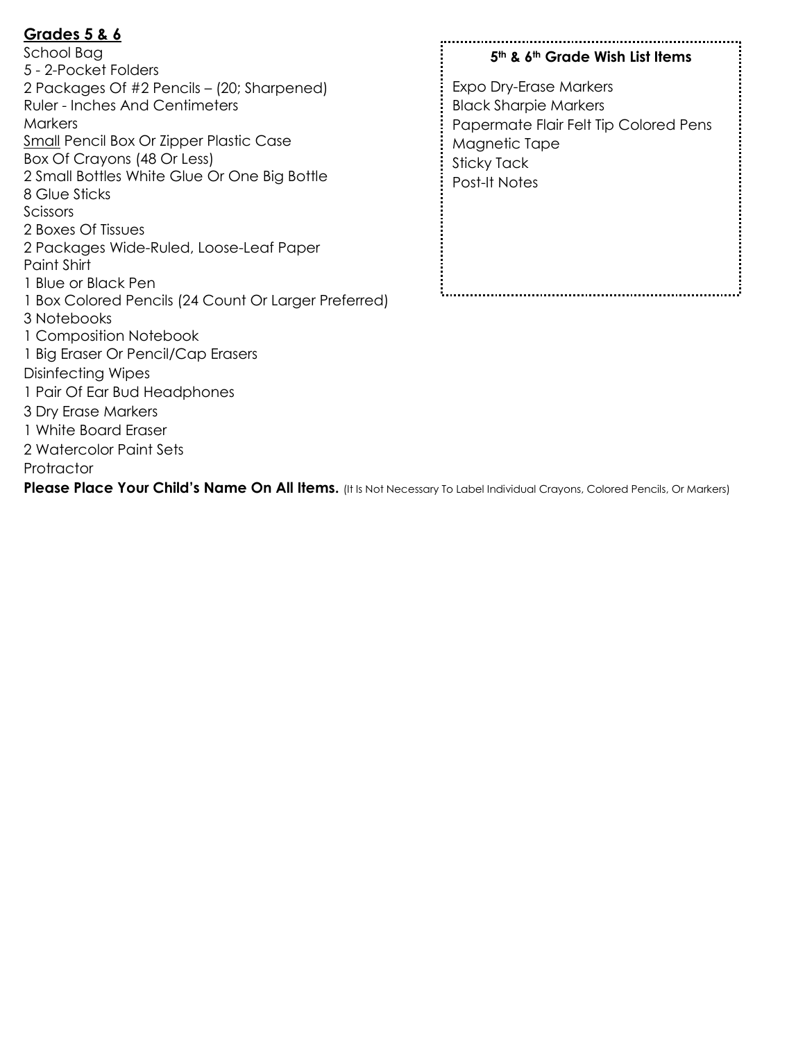## Grades 5 & 6

School Bag
5 - 2-Pocket Folders
2 Packages Of #2 Pencils – (20; Sharpened)
Ruler - Inches And Centimeters
Markers
Small Pencil Box Or Zipper Plastic Case
Box Of Crayons (48 Or Less)
2 Small Bottles White Glue Or One Big Bottle
8 Glue Sticks
Scissors
2 Boxes Of Tissues
2 Packages Wide-Ruled, Loose-Leaf Paper
Paint Shirt
1 Blue or Black Pen
1 Box Colored Pencils (24 Count Or Larger Preferred)
3 Notebooks
1 Composition Notebook
1 Big Eraser Or Pencil/Cap Erasers
Disinfecting Wipes
1 Pair Of Ear Bud Headphones
3 Dry Erase Markers
1 White Board Eraser
2 Watercolor Paint Sets
Protractor

**5th & 6th Grade Wish List Items**

Expo Dry-Erase Markers
Black Sharpie Markers
Papermate Flair Felt Tip Colored Pens
Magnetic Tape
Sticky Tack
Post-It Notes

**Please Place Your Child's Name On All Items.** (It Is Not Necessary To Label Individual Crayons, Colored Pencils, Or Markers)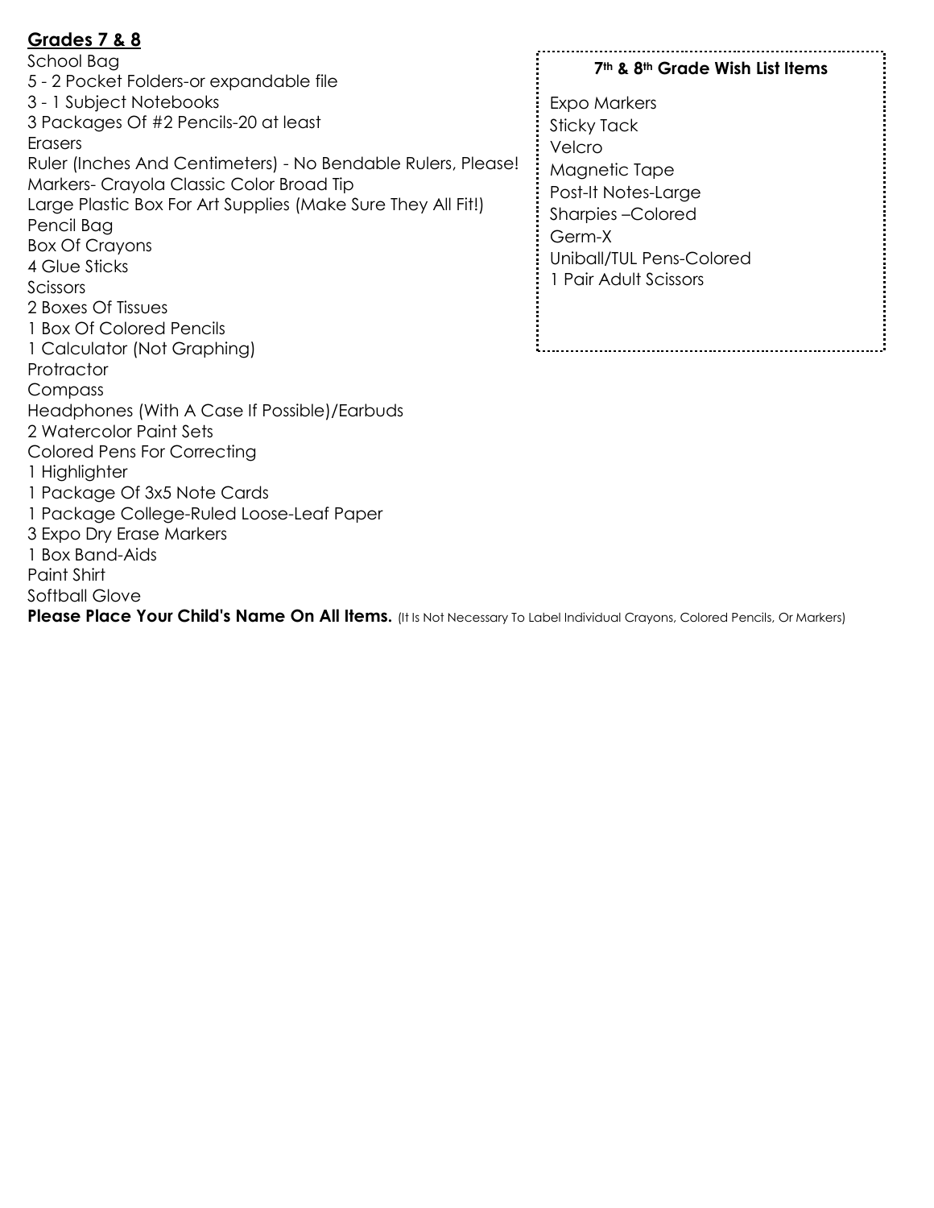## Grades 7 & 8

School Bag
5 - 2 Pocket Folders-or expandable file
3 - 1 Subject Notebooks
3 Packages Of #2 Pencils-20 at least
Erasers
Ruler (Inches And Centimeters) - No Bendable Rulers, Please!
Markers- Crayola Classic Color Broad Tip
Large Plastic Box For Art Supplies (Make Sure They All Fit!)
Pencil Bag
Box Of Crayons
4 Glue Sticks
Scissors
2 Boxes Of Tissues
1 Box Of Colored Pencils
1 Calculator (Not Graphing)
Protractor
Compass
Headphones (With A Case If Possible)/Earbuds
2 Watercolor Paint Sets
Colored Pens For Correcting
1 Highlighter
1 Package Of 3x5 Note Cards
1 Package College-Ruled Loose-Leaf Paper
3 Expo Dry Erase Markers
1 Box Band-Aids
Paint Shirt
Softball Glove

**7th & 8th Grade Wish List Items**

Expo Markers
Sticky Tack
Velcro
Magnetic Tape
Post-It Notes-Large
Sharpies –Colored
Germ-X
Uniball/TUL Pens-Colored
1 Pair Adult Scissors

**Please Place Your Child's Name On All Items.** (It Is Not Necessary To Label Individual Crayons, Colored Pencils, Or Markers)